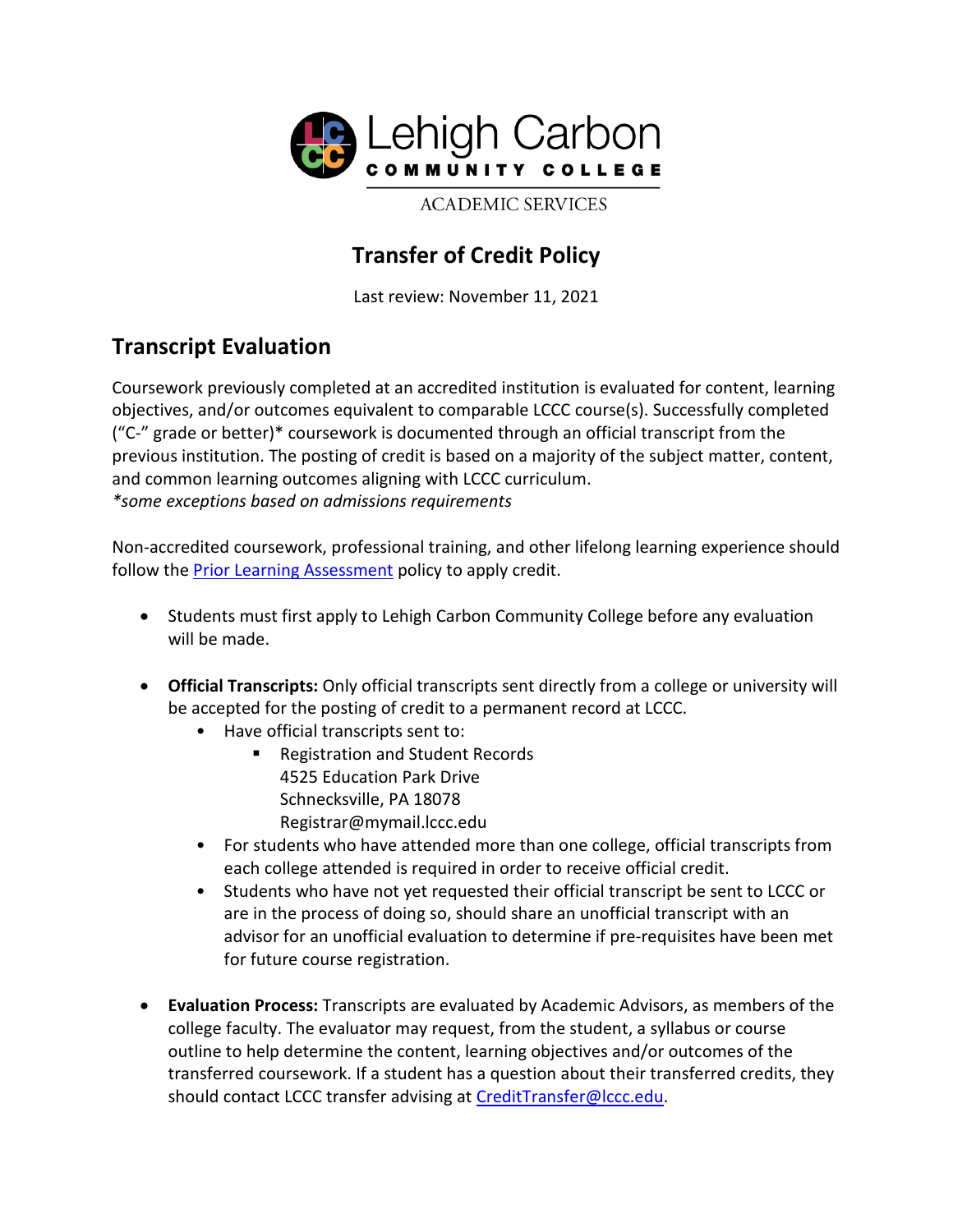Lehigh Carbon COMMUNITY COLLEGE

ACADEMIC SERVICES

# Transfer of Credit Policy

Last review: November 11, 2021

## Transcript Evaluation

Coursework previously completed at an accredited institution is evaluated for content, learning objectives, and/or outcomes equivalent to comparable LCCC course(s). Successfully completed ("C-" grade or better)* coursework is documented through an official transcript from the previous institution. The posting of credit is based on a majority of the subject matter, content, and common learning outcomes aligning with LCCC curriculum.
*\*some exceptions based on admissions requirements*

Non-accredited coursework, professional training, and other lifelong learning experience should follow the [Prior Learning Assessment] policy to apply credit.

- Students must first apply to Lehigh Carbon Community College before any evaluation will be made.

- **Official Transcripts:** Only official transcripts sent directly from a college or university will be accepted for the posting of credit to a permanent record at LCCC.
  - Have official transcripts sent to:
    - Registration and Student Records
      4525 Education Park Drive
      Schnecksville, PA 18078
      Registrar@mymail.lccc.edu
  - For students who have attended more than one college, official transcripts from each college attended is required in order to receive official credit.
  - Students who have not yet requested their official transcript be sent to LCCC or are in the process of doing so, should share an unofficial transcript with an advisor for an unofficial evaluation to determine if pre-requisites have been met for future course registration.

- **Evaluation Process:** Transcripts are evaluated by Academic Advisors, as members of the college faculty. The evaluator may request, from the student, a syllabus or course outline to help determine the content, learning objectives and/or outcomes of the transferred coursework. If a student has a question about their transferred credits, they should contact LCCC transfer advising at CreditTransfer@lccc.edu.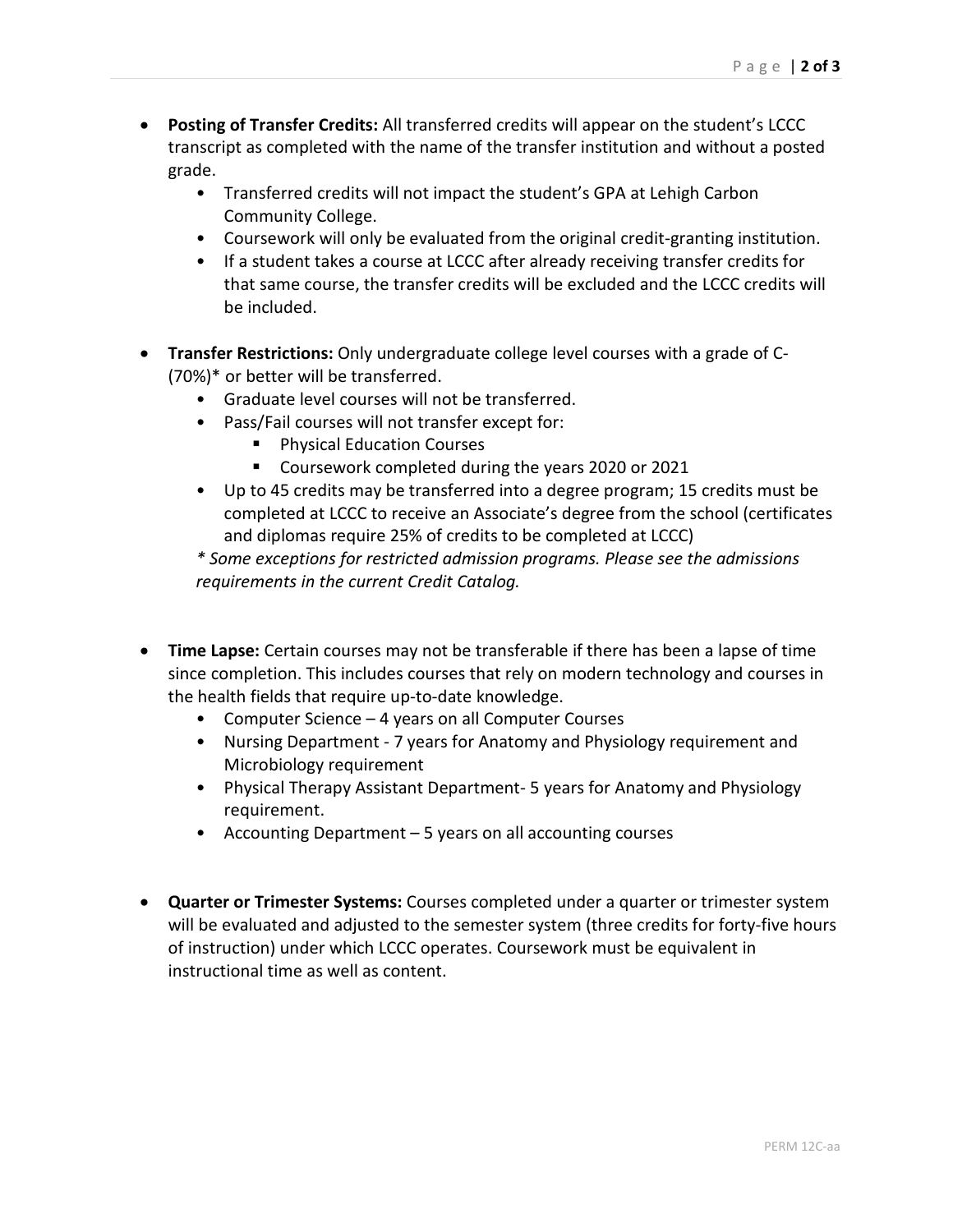- **Posting of Transfer Credits:** All transferred credits will appear on the student's LCCC transcript as completed with the name of the transfer institution and without a posted grade.
    - Transferred credits will not impact the student's GPA at Lehigh Carbon Community College.
    - Coursework will only be evaluated from the original credit-granting institution.
    - If a student takes a course at LCCC after already receiving transfer credits for that same course, the transfer credits will be excluded and the LCCC credits will be included.

- **Transfer Restrictions:** Only undergraduate college level courses with a grade of C- (70%)* or better will be transferred.
    - Graduate level courses will not be transferred.
    - Pass/Fail courses will not transfer except for:
        - Physical Education Courses
        - Coursework completed during the years 2020 or 2021
    - Up to 45 credits may be transferred into a degree program; 15 credits must be completed at LCCC to receive an Associate's degree from the school (certificates and diplomas require 25% of credits to be completed at LCCC)

    *\* Some exceptions for restricted admission programs. Please see the admissions requirements in the current Credit Catalog.*

- **Time Lapse:** Certain courses may not be transferable if there has been a lapse of time since completion. This includes courses that rely on modern technology and courses in the health fields that require up-to-date knowledge.
    - Computer Science – 4 years on all Computer Courses
    - Nursing Department - 7 years for Anatomy and Physiology requirement and Microbiology requirement
    - Physical Therapy Assistant Department- 5 years for Anatomy and Physiology requirement.
    - Accounting Department – 5 years on all accounting courses

- **Quarter or Trimester Systems:** Courses completed under a quarter or trimester system will be evaluated and adjusted to the semester system (three credits for forty-five hours of instruction) under which LCCC operates. Coursework must be equivalent in instructional time as well as content.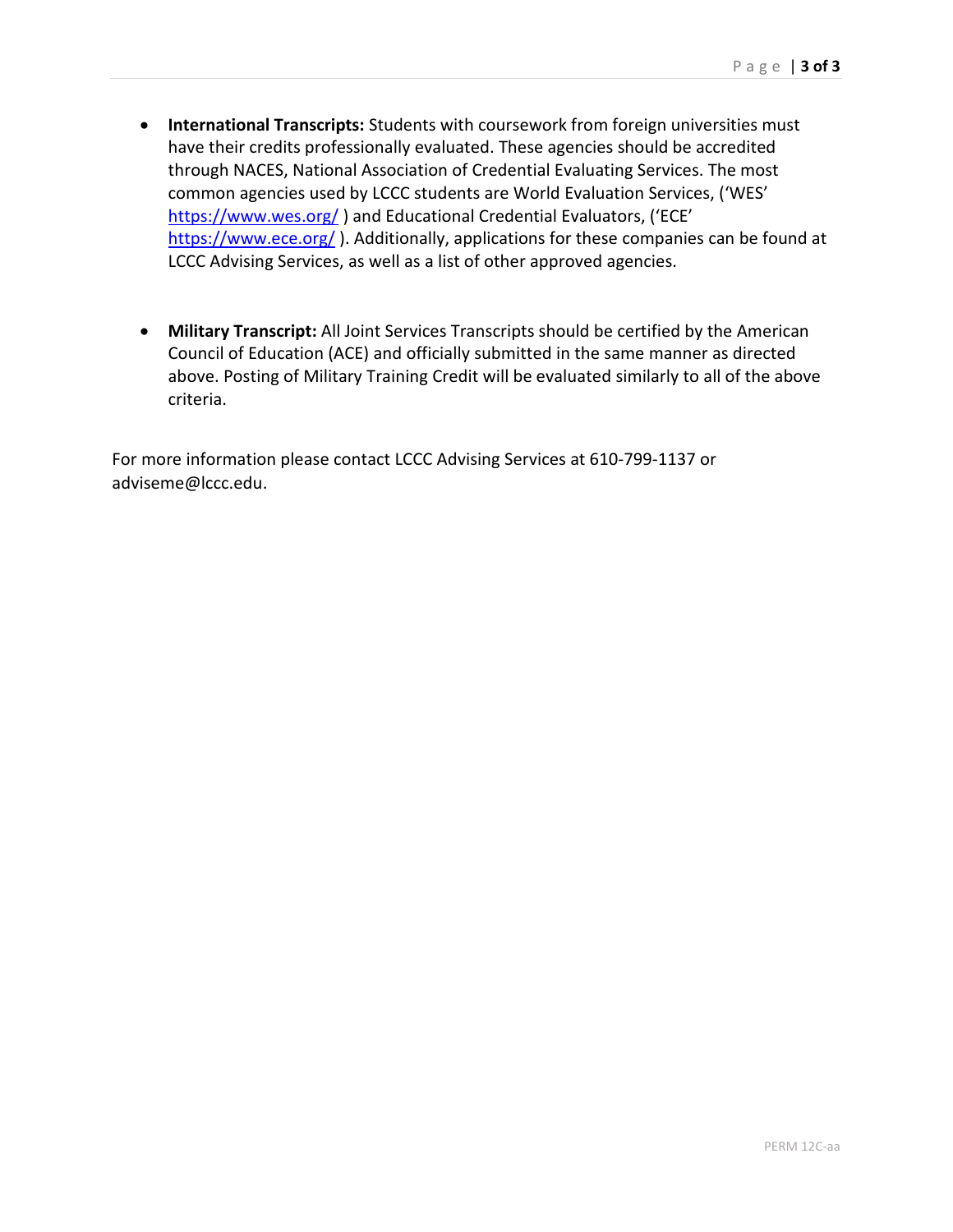- **International Transcripts:** Students with coursework from foreign universities must have their credits professionally evaluated. These agencies should be accredited through NACES, National Association of Credential Evaluating Services. The most common agencies used by LCCC students are World Evaluation Services, ('WES' https://www.wes.org/ ) and Educational Credential Evaluators, ('ECE' https://www.ece.org/ ). Additionally, applications for these companies can be found at LCCC Advising Services, as well as a list of other approved agencies.

- **Military Transcript:** All Joint Services Transcripts should be certified by the American Council of Education (ACE) and officially submitted in the same manner as directed above. Posting of Military Training Credit will be evaluated similarly to all of the above criteria.

For more information please contact LCCC Advising Services at 610-799-1137 or adviseme@lccc.edu.

PERM 12C-aa